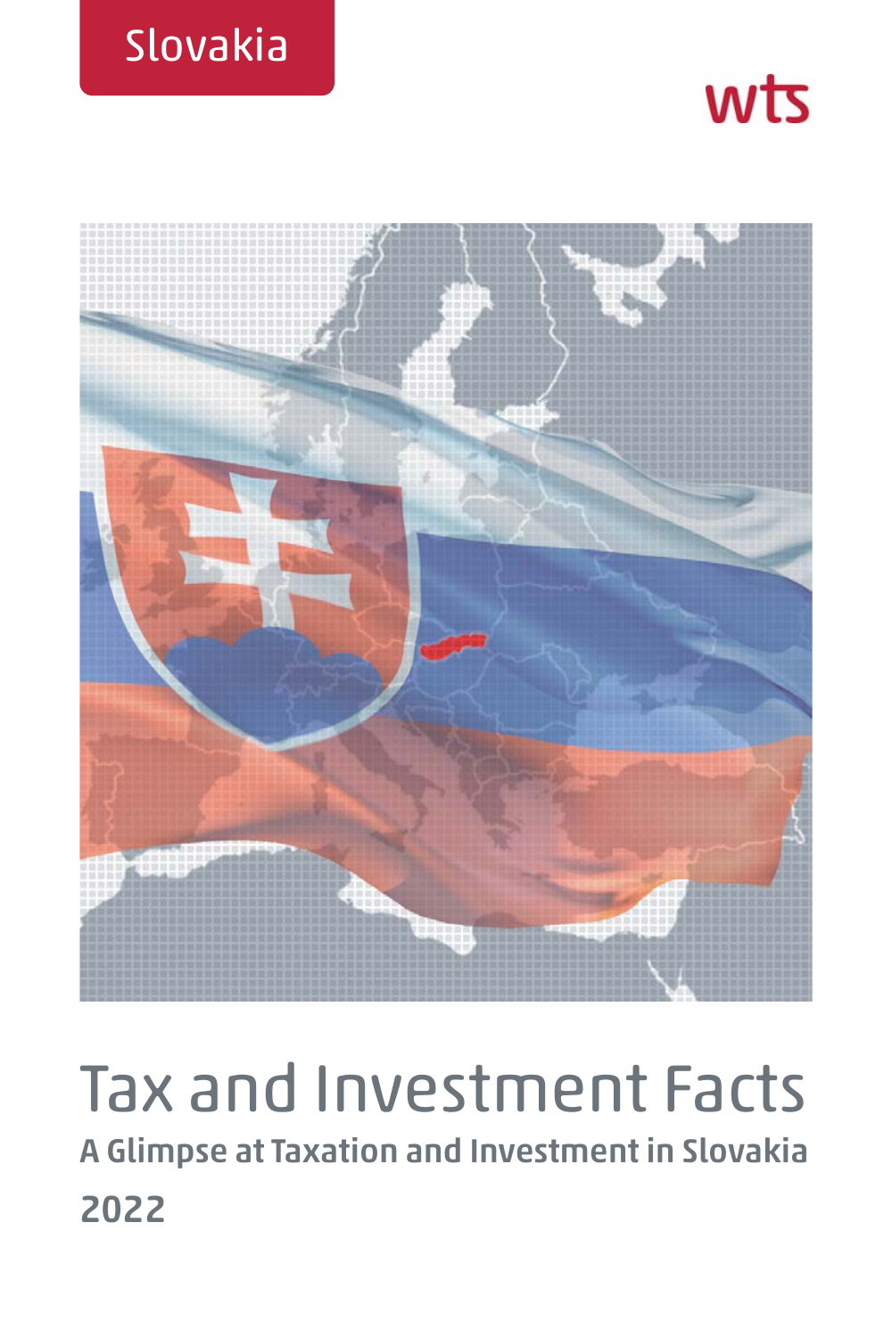Slovakia

wts

# Tax and Investment Facts

## A Glimpse at Taxation and Investment in Slovakia

## 2022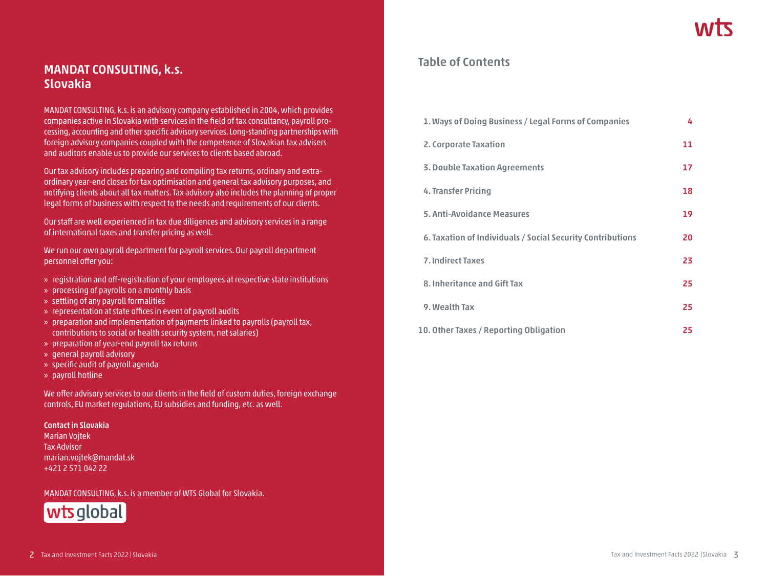## MANDAT CONSULTING, k.s. Slovakia

MANDAT CONSULTING, k.s. is an advisory company established in 2004, which provides companies active in Slovakia with services in the field of tax consultancy, payroll processing, accounting and other specific advisory services. Long-standing partnerships with foreign advisory companies coupled with the competence of Slovakian tax advisers and auditors enable us to provide our services to clients based abroad.

Our tax advisory includes preparing and compiling tax returns, ordinary and extraordinary year-end closes for tax optimisation and general tax advisory purposes, and notifying clients about all tax matters. Tax advisory also includes the planning of proper legal forms of business with respect to the needs and requirements of our clients.

Our staff are well experienced in tax due diligences and advisory services in a range of international taxes and transfer pricing as well.

We run our own payroll department for payroll services. Our payroll department personnel offer you:

- registration and off-registration of your employees at respective state institutions
- processing of payrolls on a monthly basis
- settling of any payroll formalities
- representation at state offices in event of payroll audits
- preparation and implementation of payments linked to payrolls (payroll tax, contributions to social or health security system, net salaries)
- preparation of year-end payroll tax returns
- general payroll advisory
- specific audit of payroll agenda
- payroll hotline

We offer advisory services to our clients in the field of custom duties, foreign exchange controls, EU market regulations, EU subsidies and funding, etc. as well.

**Contact in Slovakia**
Marian Vojtek
Tax Advisor
marian.vojtek@mandat.sk
+421 2 571 042 22

MANDAT CONSULTING, k.s. is a member of WTS Global for Slovakia.

## Table of Contents

| | |
|---|---|
| 1. Ways of Doing Business / Legal Forms of Companies | 4 |
| 2. Corporate Taxation | 11 |
| 3. Double Taxation Agreements | 17 |
| 4. Transfer Pricing | 18 |
| 5. Anti-Avoidance Measures | 19 |
| 6. Taxation of Individuals / Social Security Contributions | 20 |
| 7. Indirect Taxes | 23 |
| 8. Inheritance and Gift Tax | 25 |
| 9. Wealth Tax | 25 |
| 10. Other Taxes / Reporting Obligation | 25 |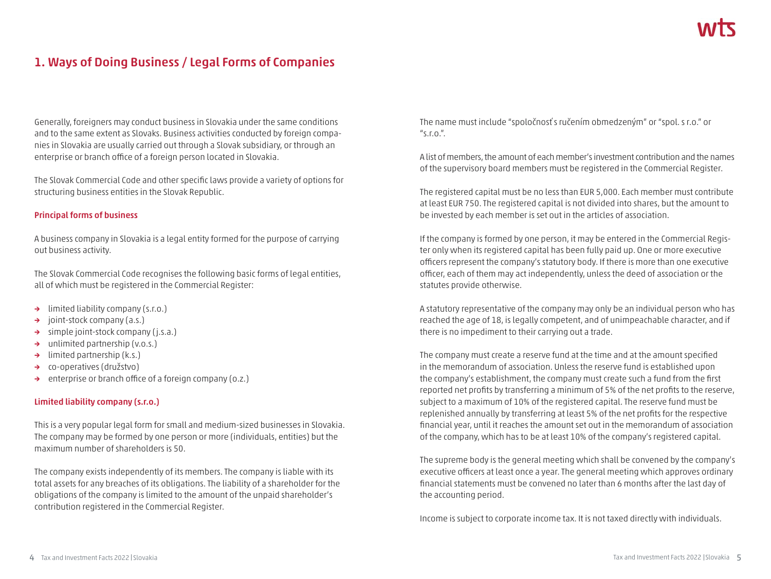# 1. Ways of Doing Business / Legal Forms of Companies

Generally, foreigners may conduct business in Slovakia under the same conditions and to the same extent as Slovaks. Business activities conducted by foreign companies in Slovakia are usually carried out through a Slovak subsidiary, or through an enterprise or branch office of a foreign person located in Slovakia.

The Slovak Commercial Code and other specific laws provide a variety of options for structuring business entities in the Slovak Republic.

### Principal forms of business

A business company in Slovakia is a legal entity formed for the purpose of carrying out business activity.

The Slovak Commercial Code recognises the following basic forms of legal entities, all of which must be registered in the Commercial Register:

- limited liability company (s.r.o.)
- joint-stock company (a.s.)
- simple joint-stock company (j.s.a.)
- unlimited partnership (v.o.s.)
- limited partnership (k.s.)
- co-operatives (družstvo)
- enterprise or branch office of a foreign company (o.z.)

### Limited liability company (s.r.o.)

This is a very popular legal form for small and medium-sized businesses in Slovakia. The company may be formed by one person or more (individuals, entities) but the maximum number of shareholders is 50.

The company exists independently of its members. The company is liable with its total assets for any breaches of its obligations. The liability of a shareholder for the obligations of the company is limited to the amount of the unpaid shareholder's contribution registered in the Commercial Register.

The name must include "spoločnosť s ručením obmedzeným" or "spol. s r.o." or "s.r.o.".

A list of members, the amount of each member's investment contribution and the names of the supervisory board members must be registered in the Commercial Register.

The registered capital must be no less than EUR 5,000. Each member must contribute at least EUR 750. The registered capital is not divided into shares, but the amount to be invested by each member is set out in the articles of association.

If the company is formed by one person, it may be entered in the Commercial Register only when its registered capital has been fully paid up. One or more executive officers represent the company's statutory body. If there is more than one executive officer, each of them may act independently, unless the deed of association or the statutes provide otherwise.

A statutory representative of the company may only be an individual person who has reached the age of 18, is legally competent, and of unimpeachable character, and if there is no impediment to their carrying out a trade.

The company must create a reserve fund at the time and at the amount specified in the memorandum of association. Unless the reserve fund is established upon the company's establishment, the company must create such a fund from the first reported net profits by transferring a minimum of 5% of the net profits to the reserve, subject to a maximum of 10% of the registered capital. The reserve fund must be replenished annually by transferring at least 5% of the net profits for the respective financial year, until it reaches the amount set out in the memorandum of association of the company, which has to be at least 10% of the company's registered capital.

The supreme body is the general meeting which shall be convened by the company's executive officers at least once a year. The general meeting which approves ordinary financial statements must be convened no later than 6 months after the last day of the accounting period.

Income is subject to corporate income tax. It is not taxed directly with individuals.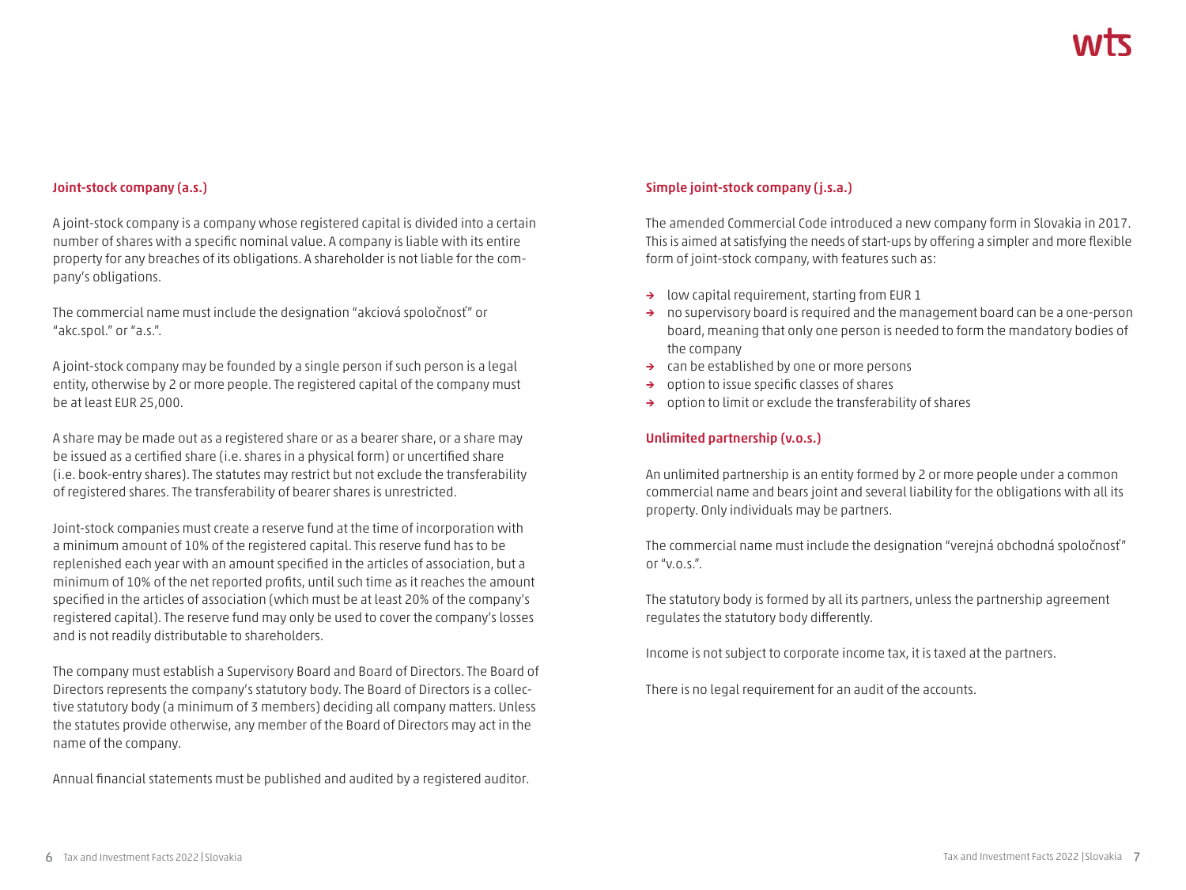### Joint-stock company (a.s.)

A joint-stock company is a company whose registered capital is divided into a certain number of shares with a specific nominal value. A company is liable with its entire property for any breaches of its obligations. A shareholder is not liable for the company's obligations.

The commercial name must include the designation "akciová spoločnosť" or "akc.spol." or "a.s.".

A joint-stock company may be founded by a single person if such person is a legal entity, otherwise by 2 or more people. The registered capital of the company must be at least EUR 25,000.

A share may be made out as a registered share or as a bearer share, or a share may be issued as a certified share (i.e. shares in a physical form) or uncertified share (i.e. book-entry shares). The statutes may restrict but not exclude the transferability of registered shares. The transferability of bearer shares is unrestricted.

Joint-stock companies must create a reserve fund at the time of incorporation with a minimum amount of 10% of the registered capital. This reserve fund has to be replenished each year with an amount specified in the articles of association, but a minimum of 10% of the net reported profits, until such time as it reaches the amount specified in the articles of association (which must be at least 20% of the company's registered capital). The reserve fund may only be used to cover the company's losses and is not readily distributable to shareholders.

The company must establish a Supervisory Board and Board of Directors. The Board of Directors represents the company's statutory body. The Board of Directors is a collective statutory body (a minimum of 3 members) deciding all company matters. Unless the statutes provide otherwise, any member of the Board of Directors may act in the name of the company.

Annual financial statements must be published and audited by a registered auditor.

### Simple joint-stock company (j.s.a.)

The amended Commercial Code introduced a new company form in Slovakia in 2017. This is aimed at satisfying the needs of start-ups by offering a simpler and more flexible form of joint-stock company, with features such as:

- low capital requirement, starting from EUR 1
- no supervisory board is required and the management board can be a one-person board, meaning that only one person is needed to form the mandatory bodies of the company
- can be established by one or more persons
- option to issue specific classes of shares
- option to limit or exclude the transferability of shares

### Unlimited partnership (v.o.s.)

An unlimited partnership is an entity formed by 2 or more people under a common commercial name and bears joint and several liability for the obligations with all its property. Only individuals may be partners.

The commercial name must include the designation "verejná obchodná spoločnosť" or "v.o.s.".

The statutory body is formed by all its partners, unless the partnership agreement regulates the statutory body differently.

Income is not subject to corporate income tax, it is taxed at the partners.

There is no legal requirement for an audit of the accounts.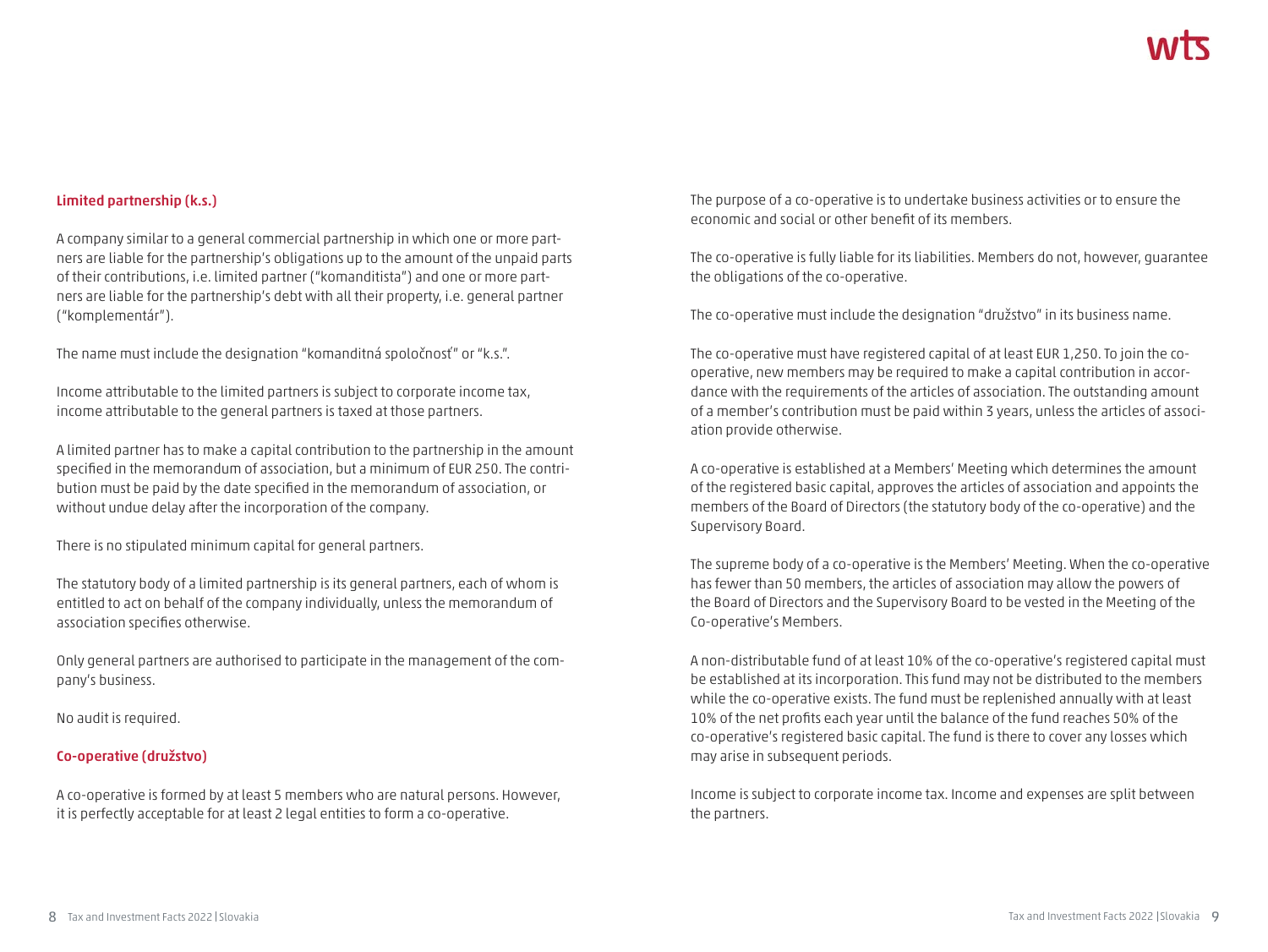### Limited partnership (k.s.)

A company similar to a general commercial partnership in which one or more partners are liable for the partnership's obligations up to the amount of the unpaid parts of their contributions, i.e. limited partner ("komanditista") and one or more partners are liable for the partnership's debt with all their property, i.e. general partner ("komplementár").

The name must include the designation "komanditná spoločnosť" or "k.s.".

Income attributable to the limited partners is subject to corporate income tax, income attributable to the general partners is taxed at those partners.

A limited partner has to make a capital contribution to the partnership in the amount specified in the memorandum of association, but a minimum of EUR 250. The contribution must be paid by the date specified in the memorandum of association, or without undue delay after the incorporation of the company.

There is no stipulated minimum capital for general partners.

The statutory body of a limited partnership is its general partners, each of whom is entitled to act on behalf of the company individually, unless the memorandum of association specifies otherwise.

Only general partners are authorised to participate in the management of the company's business.

No audit is required.

### Co-operative (družstvo)

A co-operative is formed by at least 5 members who are natural persons. However, it is perfectly acceptable for at least 2 legal entities to form a co-operative.

The purpose of a co-operative is to undertake business activities or to ensure the economic and social or other benefit of its members.

The co-operative is fully liable for its liabilities. Members do not, however, guarantee the obligations of the co-operative.

The co-operative must include the designation "družstvo" in its business name.

The co-operative must have registered capital of at least EUR 1,250. To join the co-operative, new members may be required to make a capital contribution in accordance with the requirements of the articles of association. The outstanding amount of a member's contribution must be paid within 3 years, unless the articles of association provide otherwise.

A co-operative is established at a Members' Meeting which determines the amount of the registered basic capital, approves the articles of association and appoints the members of the Board of Directors (the statutory body of the co-operative) and the Supervisory Board.

The supreme body of a co-operative is the Members' Meeting. When the co-operative has fewer than 50 members, the articles of association may allow the powers of the Board of Directors and the Supervisory Board to be vested in the Meeting of the Co-operative's Members.

A non-distributable fund of at least 10% of the co-operative's registered capital must be established at its incorporation. This fund may not be distributed to the members while the co-operative exists. The fund must be replenished annually with at least 10% of the net profits each year until the balance of the fund reaches 50% of the co-operative's registered basic capital. The fund is there to cover any losses which may arise in subsequent periods.

Income is subject to corporate income tax. Income and expenses are split between the partners.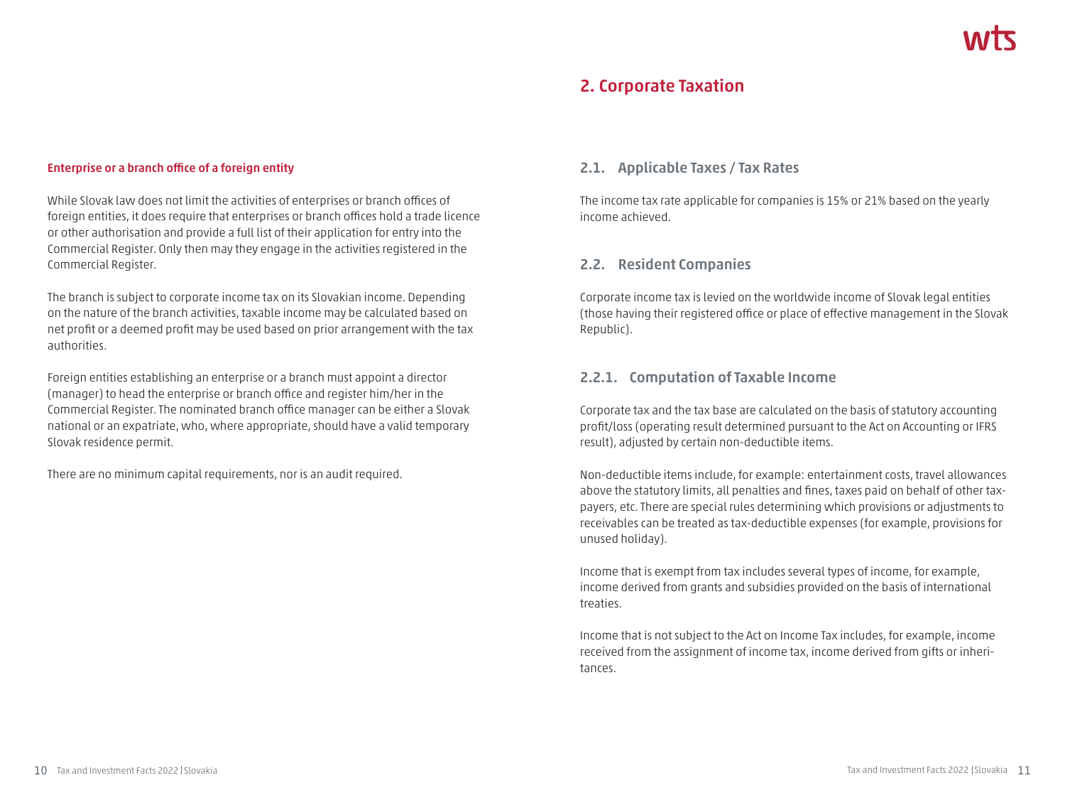### Enterprise or a branch office of a foreign entity

While Slovak law does not limit the activities of enterprises or branch offices of foreign entities, it does require that enterprises or branch offices hold a trade licence or other authorisation and provide a full list of their application for entry into the Commercial Register. Only then may they engage in the activities registered in the Commercial Register.

The branch is subject to corporate income tax on its Slovakian income. Depending on the nature of the branch activities, taxable income may be calculated based on net profit or a deemed profit may be used based on prior arrangement with the tax authorities.

Foreign entities establishing an enterprise or a branch must appoint a director (manager) to head the enterprise or branch office and register him/her in the Commercial Register. The nominated branch office manager can be either a Slovak national or an expatriate, who, where appropriate, should have a valid temporary Slovak residence permit.

There are no minimum capital requirements, nor is an audit required.

# 2. Corporate Taxation

## 2.1. Applicable Taxes / Tax Rates

The income tax rate applicable for companies is 15% or 21% based on the yearly income achieved.

## 2.2. Resident Companies

Corporate income tax is levied on the worldwide income of Slovak legal entities (those having their registered office or place of effective management in the Slovak Republic).

### 2.2.1. Computation of Taxable Income

Corporate tax and the tax base are calculated on the basis of statutory accounting profit/loss (operating result determined pursuant to the Act on Accounting or IFRS result), adjusted by certain non-deductible items.

Non-deductible items include, for example: entertainment costs, travel allowances above the statutory limits, all penalties and fines, taxes paid on behalf of other taxpayers, etc. There are special rules determining which provisions or adjustments to receivables can be treated as tax-deductible expenses (for example, provisions for unused holiday).

Income that is exempt from tax includes several types of income, for example, income derived from grants and subsidies provided on the basis of international treaties.

Income that is not subject to the Act on Income Tax includes, for example, income received from the assignment of income tax, income derived from gifts or inheritances.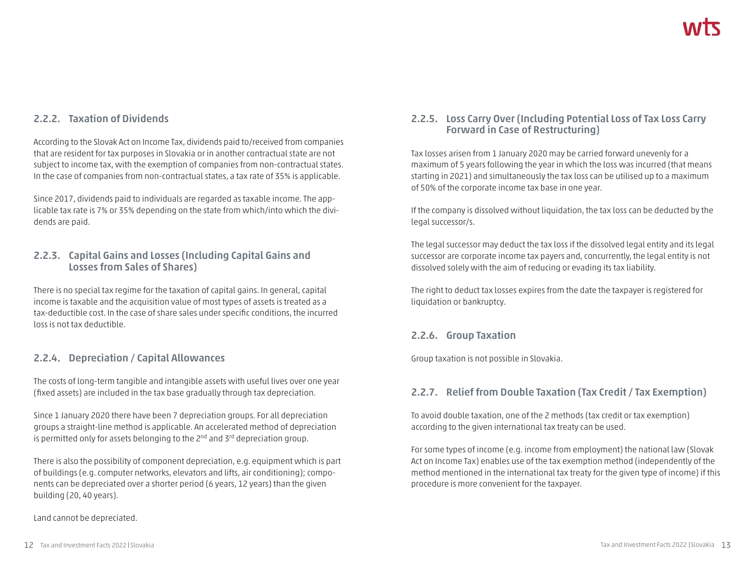### 2.2.2. Taxation of Dividends

According to the Slovak Act on Income Tax, dividends paid to/received from companies that are resident for tax purposes in Slovakia or in another contractual state are not subject to income tax, with the exemption of companies from non-contractual states. In the case of companies from non-contractual states, a tax rate of 35% is applicable.

Since 2017, dividends paid to individuals are regarded as taxable income. The applicable tax rate is 7% or 35% depending on the state from which/into which the dividends are paid.

### 2.2.3. Capital Gains and Losses (Including Capital Gains and Losses from Sales of Shares)

There is no special tax regime for the taxation of capital gains. In general, capital income is taxable and the acquisition value of most types of assets is treated as a tax-deductible cost. In the case of share sales under specific conditions, the incurred loss is not tax deductible.

### 2.2.4. Depreciation / Capital Allowances

The costs of long-term tangible and intangible assets with useful lives over one year (fixed assets) are included in the tax base gradually through tax depreciation.

Since 1 January 2020 there have been 7 depreciation groups. For all depreciation groups a straight-line method is applicable. An accelerated method of depreciation is permitted only for assets belonging to the 2nd and 3rd depreciation group.

There is also the possibility of component depreciation, e.g. equipment which is part of buildings (e.g. computer networks, elevators and lifts, air conditioning); components can be depreciated over a shorter period (6 years, 12 years) than the given building (20, 40 years).

Land cannot be depreciated.

### 2.2.5. Loss Carry Over (Including Potential Loss of Tax Loss Carry Forward in Case of Restructuring)

Tax losses arisen from 1 January 2020 may be carried forward unevenly for a maximum of 5 years following the year in which the loss was incurred (that means starting in 2021) and simultaneously the tax loss can be utilised up to a maximum of 50% of the corporate income tax base in one year.

If the company is dissolved without liquidation, the tax loss can be deducted by the legal successor/s.

The legal successor may deduct the tax loss if the dissolved legal entity and its legal successor are corporate income tax payers and, concurrently, the legal entity is not dissolved solely with the aim of reducing or evading its tax liability.

The right to deduct tax losses expires from the date the taxpayer is registered for liquidation or bankruptcy.

### 2.2.6. Group Taxation

Group taxation is not possible in Slovakia.

### 2.2.7. Relief from Double Taxation (Tax Credit / Tax Exemption)

To avoid double taxation, one of the 2 methods (tax credit or tax exemption) according to the given international tax treaty can be used.

For some types of income (e.g. income from employment) the national law (Slovak Act on Income Tax) enables use of the tax exemption method (independently of the method mentioned in the international tax treaty for the given type of income) if this procedure is more convenient for the taxpayer.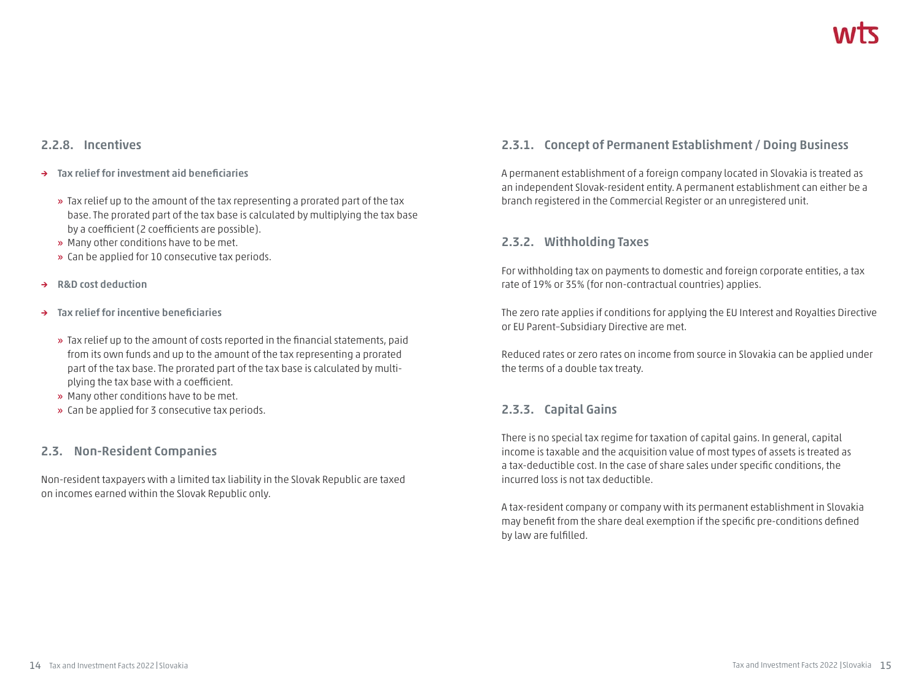### 2.2.8. Incentives

- **Tax relief for investment aid beneficiaries**
  - Tax relief up to the amount of the tax representing a prorated part of the tax base. The prorated part of the tax base is calculated by multiplying the tax base by a coefficient (2 coefficients are possible).
  - Many other conditions have to be met.
  - Can be applied for 10 consecutive tax periods.
- **R&D cost deduction**
- **Tax relief for incentive beneficiaries**
  - Tax relief up to the amount of costs reported in the financial statements, paid from its own funds and up to the amount of the tax representing a prorated part of the tax base. The prorated part of the tax base is calculated by multiplying the tax base with a coefficient.
  - Many other conditions have to be met.
  - Can be applied for 3 consecutive tax periods.

## 2.3. Non-Resident Companies

Non-resident taxpayers with a limited tax liability in the Slovak Republic are taxed on incomes earned within the Slovak Republic only.

### 2.3.1. Concept of Permanent Establishment / Doing Business

A permanent establishment of a foreign company located in Slovakia is treated as an independent Slovak-resident entity. A permanent establishment can either be a branch registered in the Commercial Register or an unregistered unit.

### 2.3.2. Withholding Taxes

For withholding tax on payments to domestic and foreign corporate entities, a tax rate of 19% or 35% (for non-contractual countries) applies.

The zero rate applies if conditions for applying the EU Interest and Royalties Directive or EU Parent-Subsidiary Directive are met.

Reduced rates or zero rates on income from source in Slovakia can be applied under the terms of a double tax treaty.

### 2.3.3. Capital Gains

There is no special tax regime for taxation of capital gains. In general, capital income is taxable and the acquisition value of most types of assets is treated as a tax-deductible cost. In the case of share sales under specific conditions, the incurred loss is not tax deductible.

A tax-resident company or company with its permanent establishment in Slovakia may benefit from the share deal exemption if the specific pre-conditions defined by law are fulfilled.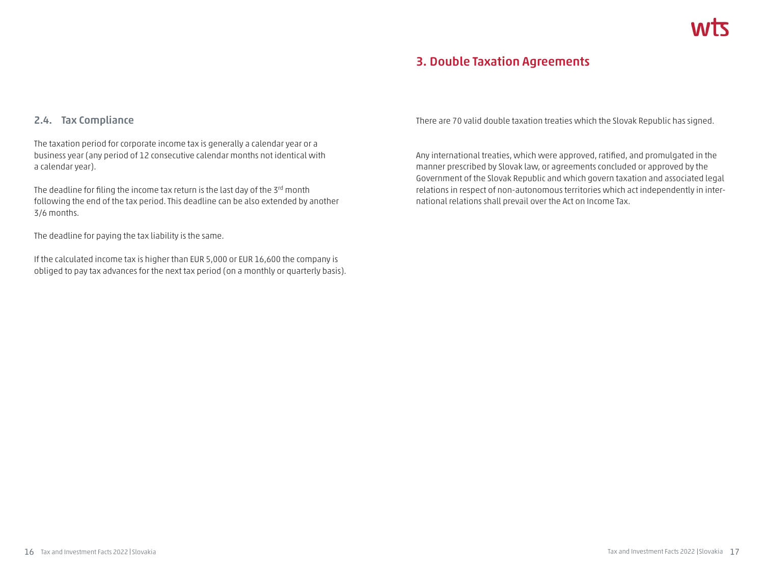### 2.4. Tax Compliance

The taxation period for corporate income tax is generally a calendar year or a business year (any period of 12 consecutive calendar months not identical with a calendar year).

The deadline for filing the income tax return is the last day of the 3rd month following the end of the tax period. This deadline can be also extended by another 3/6 months.

The deadline for paying the tax liability is the same.

If the calculated income tax is higher than EUR 5,000 or EUR 16,600 the company is obliged to pay tax advances for the next tax period (on a monthly or quarterly basis).

## 3. Double Taxation Agreements

There are 70 valid double taxation treaties which the Slovak Republic has signed.

Any international treaties, which were approved, ratified, and promulgated in the manner prescribed by Slovak law, or agreements concluded or approved by the Government of the Slovak Republic and which govern taxation and associated legal relations in respect of non-autonomous territories which act independently in international relations shall prevail over the Act on Income Tax.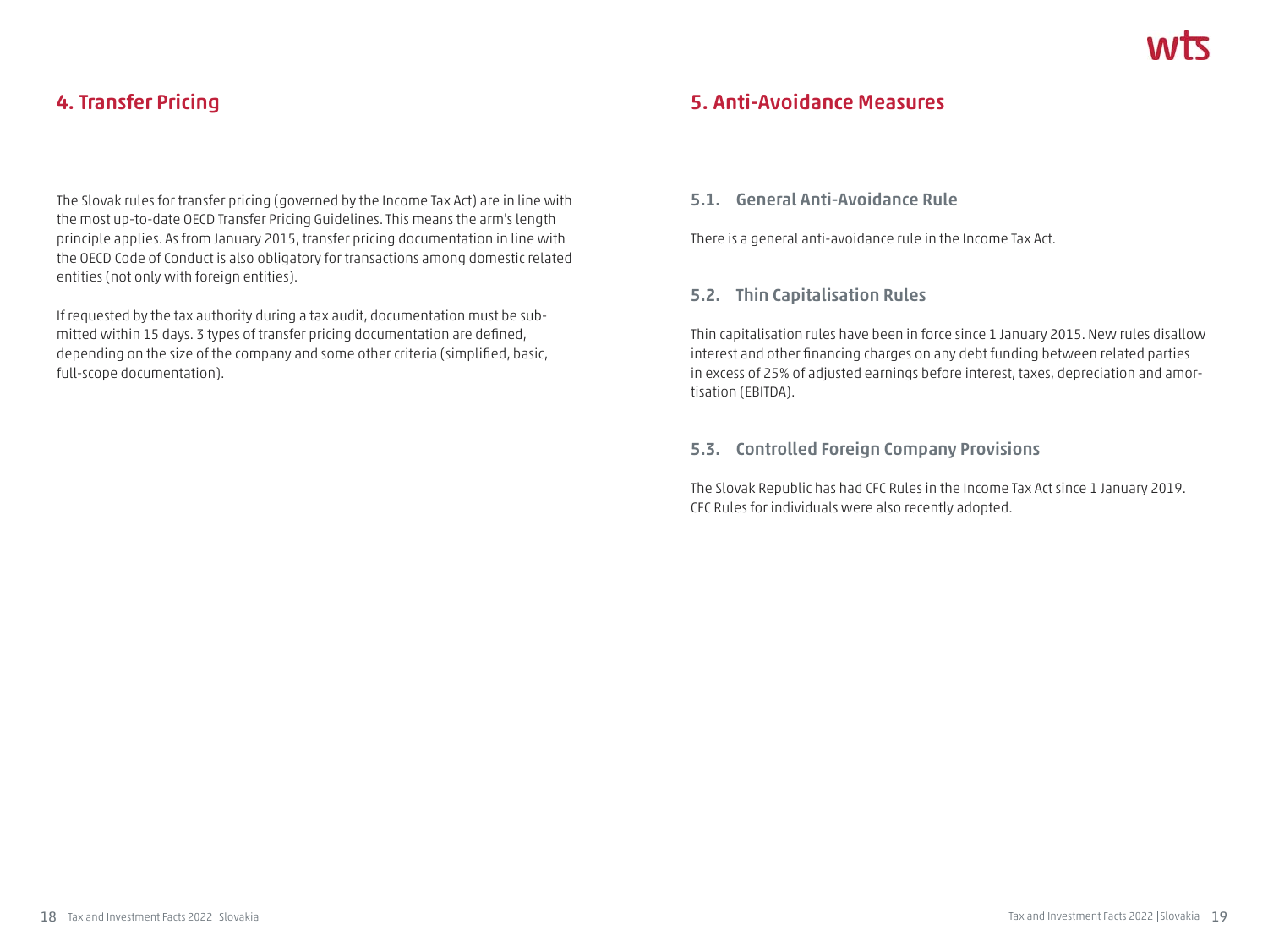## 4. Transfer Pricing

The Slovak rules for transfer pricing (governed by the Income Tax Act) are in line with the most up-to-date OECD Transfer Pricing Guidelines. This means the arm's length principle applies. As from January 2015, transfer pricing documentation in line with the OECD Code of Conduct is also obligatory for transactions among domestic related entities (not only with foreign entities).

If requested by the tax authority during a tax audit, documentation must be submitted within 15 days. 3 types of transfer pricing documentation are defined, depending on the size of the company and some other criteria (simplified, basic, full-scope documentation).

## 5. Anti-Avoidance Measures

### 5.1. General Anti-Avoidance Rule

There is a general anti-avoidance rule in the Income Tax Act.

### 5.2. Thin Capitalisation Rules

Thin capitalisation rules have been in force since 1 January 2015. New rules disallow interest and other financing charges on any debt funding between related parties in excess of 25% of adjusted earnings before interest, taxes, depreciation and amortisation (EBITDA).

### 5.3. Controlled Foreign Company Provisions

The Slovak Republic has had CFC Rules in the Income Tax Act since 1 January 2019. CFC Rules for individuals were also recently adopted.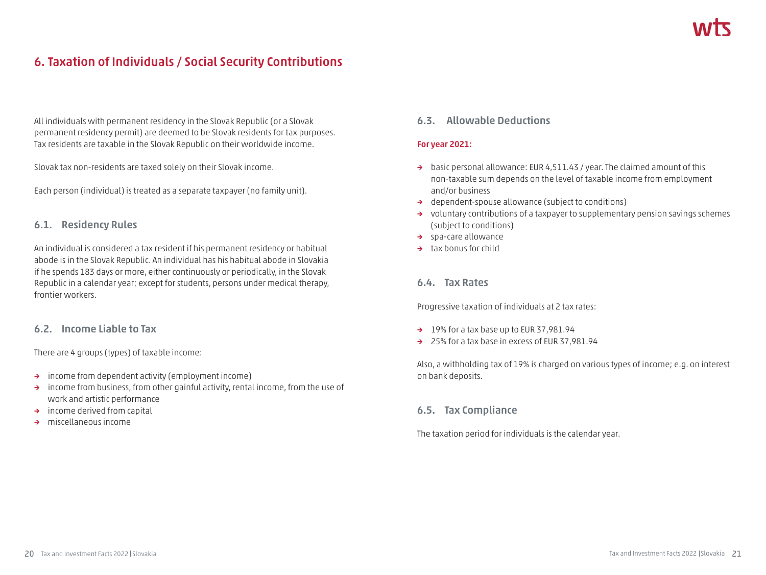# 6. Taxation of Individuals / Social Security Contributions

All individuals with permanent residency in the Slovak Republic (or a Slovak permanent residency permit) are deemed to be Slovak residents for tax purposes. Tax residents are taxable in the Slovak Republic on their worldwide income.

Slovak tax non-residents are taxed solely on their Slovak income.

Each person (individual) is treated as a separate taxpayer (no family unit).

## 6.1. Residency Rules

An individual is considered a tax resident if his permanent residency or habitual abode is in the Slovak Republic. An individual has his habitual abode in Slovakia if he spends 183 days or more, either continuously or periodically, in the Slovak Republic in a calendar year; except for students, persons under medical therapy, frontier workers.

## 6.2. Income Liable to Tax

There are 4 groups (types) of taxable income:

- income from dependent activity (employment income)
- income from business, from other gainful activity, rental income, from the use of work and artistic performance
- income derived from capital
- miscellaneous income

## 6.3. Allowable Deductions

**For year 2021:**

- basic personal allowance: EUR 4,511.43 / year. The claimed amount of this non-taxable sum depends on the level of taxable income from employment and/or business
- dependent-spouse allowance (subject to conditions)
- voluntary contributions of a taxpayer to supplementary pension savings schemes (subject to conditions)
- spa-care allowance
- tax bonus for child

## 6.4. Tax Rates

Progressive taxation of individuals at 2 tax rates:

- 19% for a tax base up to EUR 37,981.94
- 25% for a tax base in excess of EUR 37,981.94

Also, a withholding tax of 19% is charged on various types of income; e.g. on interest on bank deposits.

## 6.5. Tax Compliance

The taxation period for individuals is the calendar year.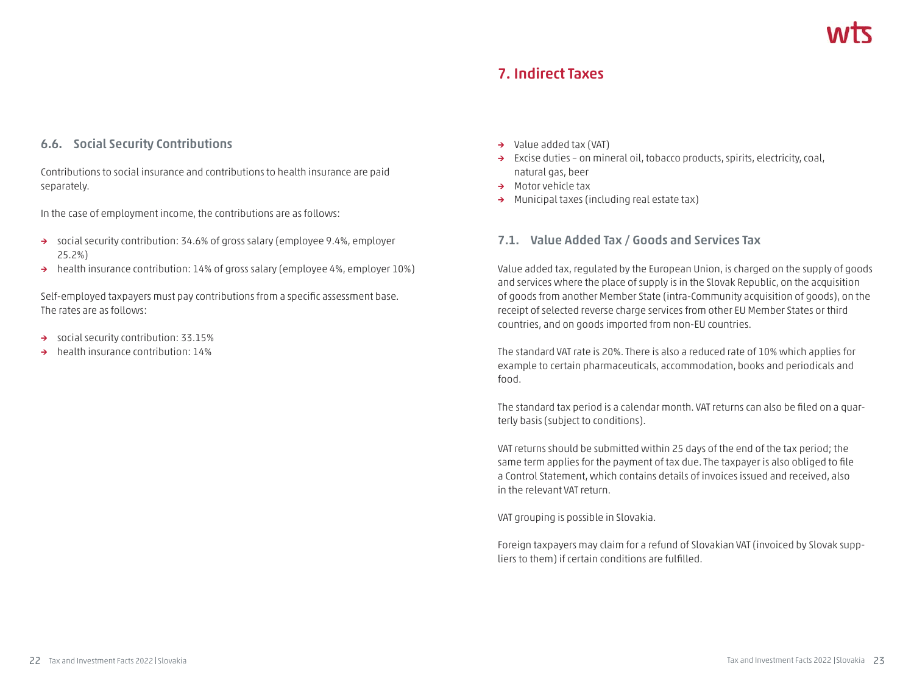### 6.6. Social Security Contributions

Contributions to social insurance and contributions to health insurance are paid separately.

In the case of employment income, the contributions are as follows:

- social security contribution: 34.6% of gross salary (employee 9.4%, employer 25.2%)
- health insurance contribution: 14% of gross salary (employee 4%, employer 10%)

Self-employed taxpayers must pay contributions from a specific assessment base. The rates are as follows:

- social security contribution: 33.15%
- health insurance contribution: 14%

## 7. Indirect Taxes

- Value added tax (VAT)
- Excise duties – on mineral oil, tobacco products, spirits, electricity, coal, natural gas, beer
- Motor vehicle tax
- Municipal taxes (including real estate tax)

### 7.1. Value Added Tax / Goods and Services Tax

Value added tax, regulated by the European Union, is charged on the supply of goods and services where the place of supply is in the Slovak Republic, on the acquisition of goods from another Member State (intra-Community acquisition of goods), on the receipt of selected reverse charge services from other EU Member States or third countries, and on goods imported from non-EU countries.

The standard VAT rate is 20%. There is also a reduced rate of 10% which applies for example to certain pharmaceuticals, accommodation, books and periodicals and food.

The standard tax period is a calendar month. VAT returns can also be filed on a quarterly basis (subject to conditions).

VAT returns should be submitted within 25 days of the end of the tax period; the same term applies for the payment of tax due. The taxpayer is also obliged to file a Control Statement, which contains details of invoices issued and received, also in the relevant VAT return.

VAT grouping is possible in Slovakia.

Foreign taxpayers may claim for a refund of Slovakian VAT (invoiced by Slovak suppliers to them) if certain conditions are fulfilled.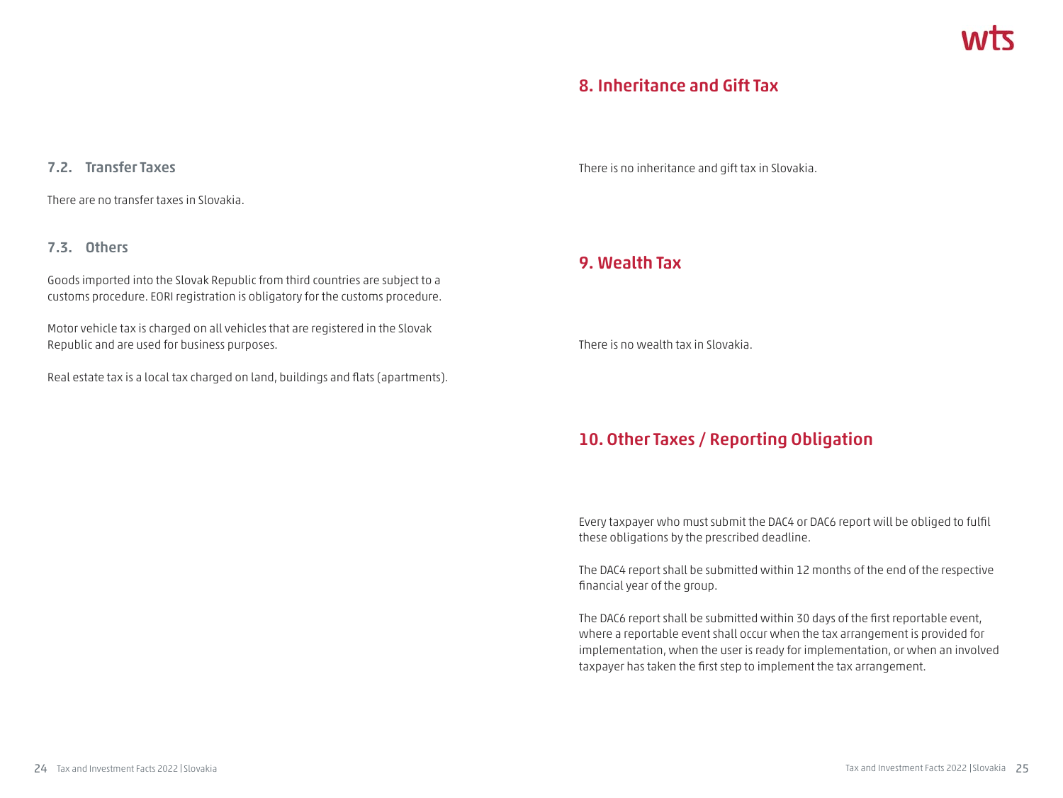### 7.2. Transfer Taxes

There are no transfer taxes in Slovakia.

### 7.3. Others

Goods imported into the Slovak Republic from third countries are subject to a customs procedure. EORI registration is obligatory for the customs procedure.

Motor vehicle tax is charged on all vehicles that are registered in the Slovak Republic and are used for business purposes.

Real estate tax is a local tax charged on land, buildings and flats (apartments).

## 8. Inheritance and Gift Tax

There is no inheritance and gift tax in Slovakia.

## 9. Wealth Tax

There is no wealth tax in Slovakia.

## 10. Other Taxes / Reporting Obligation

Every taxpayer who must submit the DAC4 or DAC6 report will be obliged to fulfil these obligations by the prescribed deadline.

The DAC4 report shall be submitted within 12 months of the end of the respective financial year of the group.

The DAC6 report shall be submitted within 30 days of the first reportable event, where a reportable event shall occur when the tax arrangement is provided for implementation, when the user is ready for implementation, or when an involved taxpayer has taken the first step to implement the tax arrangement.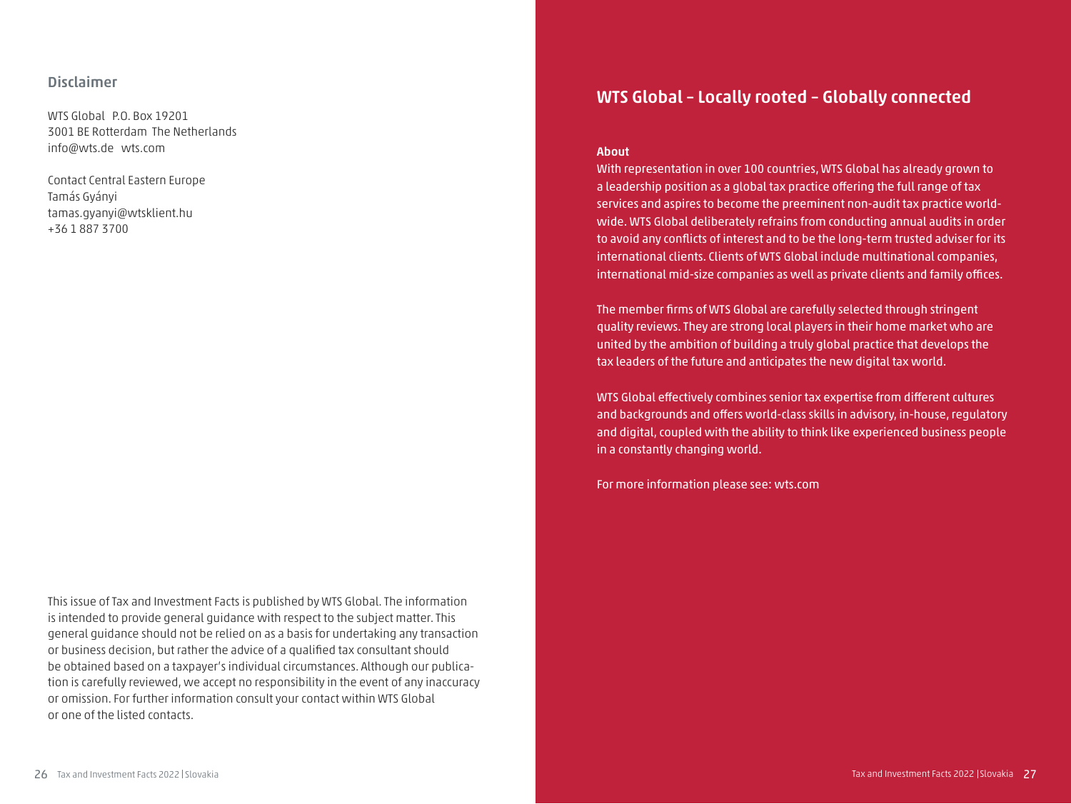## Disclaimer

WTS Global P.O. Box 19201
3001 BE Rotterdam The Netherlands
info@wts.de wts.com

Contact Central Eastern Europe
Tamás Gyányi
tamas.gyanyi@wtsklient.hu
+36 1 887 3700

This issue of Tax and Investment Facts is published by WTS Global. The information is intended to provide general guidance with respect to the subject matter. This general guidance should not be relied on as a basis for undertaking any transaction or business decision, but rather the advice of a qualified tax consultant should be obtained based on a taxpayer's individual circumstances. Although our publication is carefully reviewed, we accept no responsibility in the event of any inaccuracy or omission. For further information consult your contact within WTS Global or one of the listed contacts.

## WTS Global – Locally rooted – Globally connected

**About**

With representation in over 100 countries, WTS Global has already grown to a leadership position as a global tax practice offering the full range of tax services and aspires to become the preeminent non-audit tax practice worldwide. WTS Global deliberately refrains from conducting annual audits in order to avoid any conflicts of interest and to be the long-term trusted adviser for its international clients. Clients of WTS Global include multinational companies, international mid-size companies as well as private clients and family offices.

The member firms of WTS Global are carefully selected through stringent quality reviews. They are strong local players in their home market who are united by the ambition of building a truly global practice that develops the tax leaders of the future and anticipates the new digital tax world.

WTS Global effectively combines senior tax expertise from different cultures and backgrounds and offers world-class skills in advisory, in-house, regulatory and digital, coupled with the ability to think like experienced business people in a constantly changing world.

For more information please see: wts.com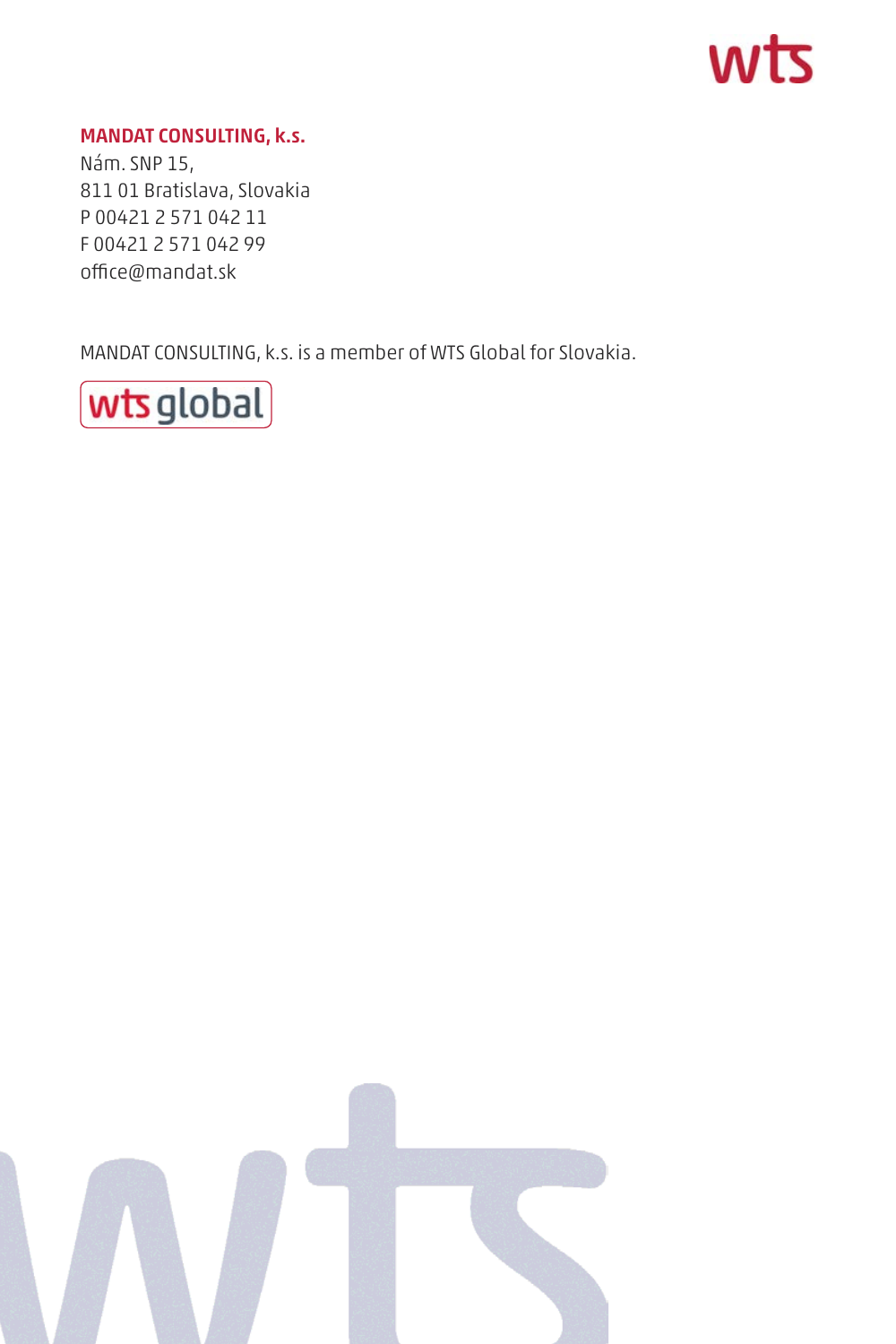**MANDAT CONSULTING, k.s.**
Nám. SNP 15,
811 01 Bratislava, Slovakia
P 00421 2 571 042 11
F 00421 2 571 042 99
office@mandat.sk

MANDAT CONSULTING, k.s. is a member of WTS Global for Slovakia.